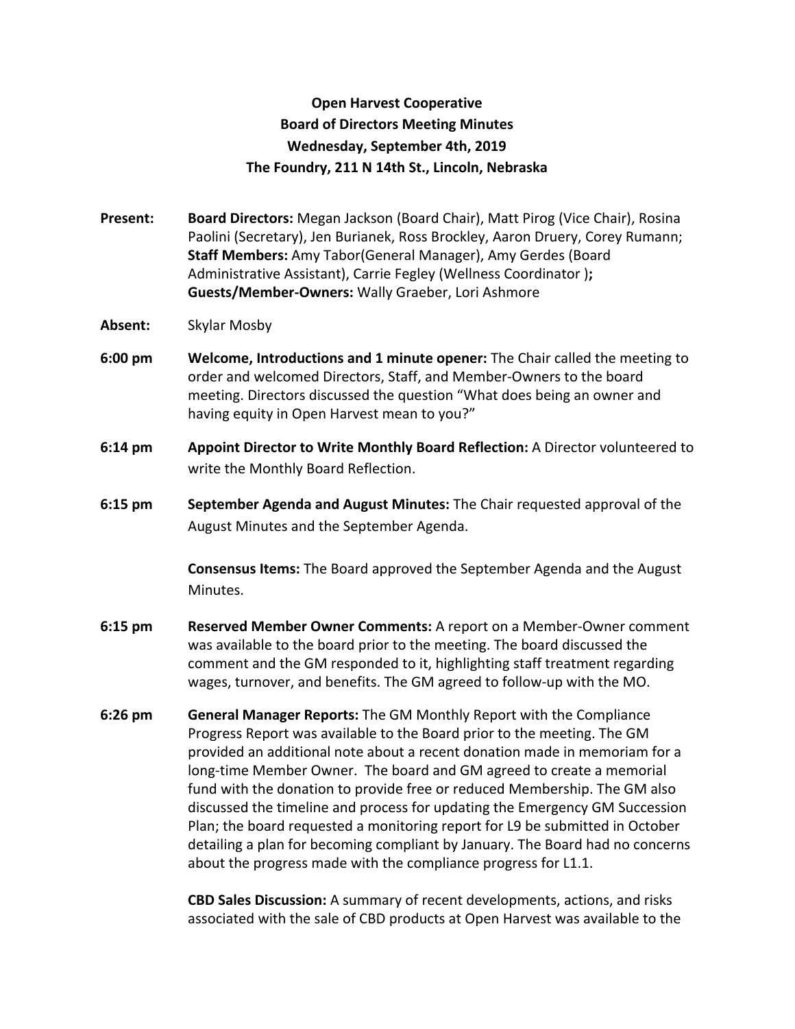**Open Harvest Cooperative**
**Board of Directors Meeting Minutes**
**Wednesday, September 4th, 2019**
**The Foundry, 211 N 14th St., Lincoln, Nebraska**

**Present:** **Board Directors:** Megan Jackson (Board Chair), Matt Pirog (Vice Chair), Rosina Paolini (Secretary), Jen Burianek, Ross Brockley, Aaron Druery, Corey Rumann; **Staff Members:** Amy Tabor(General Manager), Amy Gerdes (Board Administrative Assistant), Carrie Fegley (Wellness Coordinator ); **Guests/Member-Owners:** Wally Graeber, Lori Ashmore

**Absent:** Skylar Mosby

**6:00 pm** **Welcome, Introductions and 1 minute opener:** The Chair called the meeting to order and welcomed Directors, Staff, and Member-Owners to the board meeting. Directors discussed the question "What does being an owner and having equity in Open Harvest mean to you?"

**6:14 pm** **Appoint Director to Write Monthly Board Reflection:** A Director volunteered to write the Monthly Board Reflection.

**6:15 pm** **September Agenda and August Minutes:** The Chair requested approval of the August Minutes and the September Agenda.

**Consensus Items:** The Board approved the September Agenda and the August Minutes.

**6:15 pm** **Reserved Member Owner Comments:** A report on a Member-Owner comment was available to the board prior to the meeting. The board discussed the comment and the GM responded to it, highlighting staff treatment regarding wages, turnover, and benefits. The GM agreed to follow-up with the MO.

**6:26 pm** **General Manager Reports:** The GM Monthly Report with the Compliance Progress Report was available to the Board prior to the meeting. The GM provided an additional note about a recent donation made in memoriam for a long-time Member Owner. The board and GM agreed to create a memorial fund with the donation to provide free or reduced Membership. The GM also discussed the timeline and process for updating the Emergency GM Succession Plan; the board requested a monitoring report for L9 be submitted in October detailing a plan for becoming compliant by January. The Board had no concerns about the progress made with the compliance progress for L1.1.

**CBD Sales Discussion:** A summary of recent developments, actions, and risks associated with the sale of CBD products at Open Harvest was available to the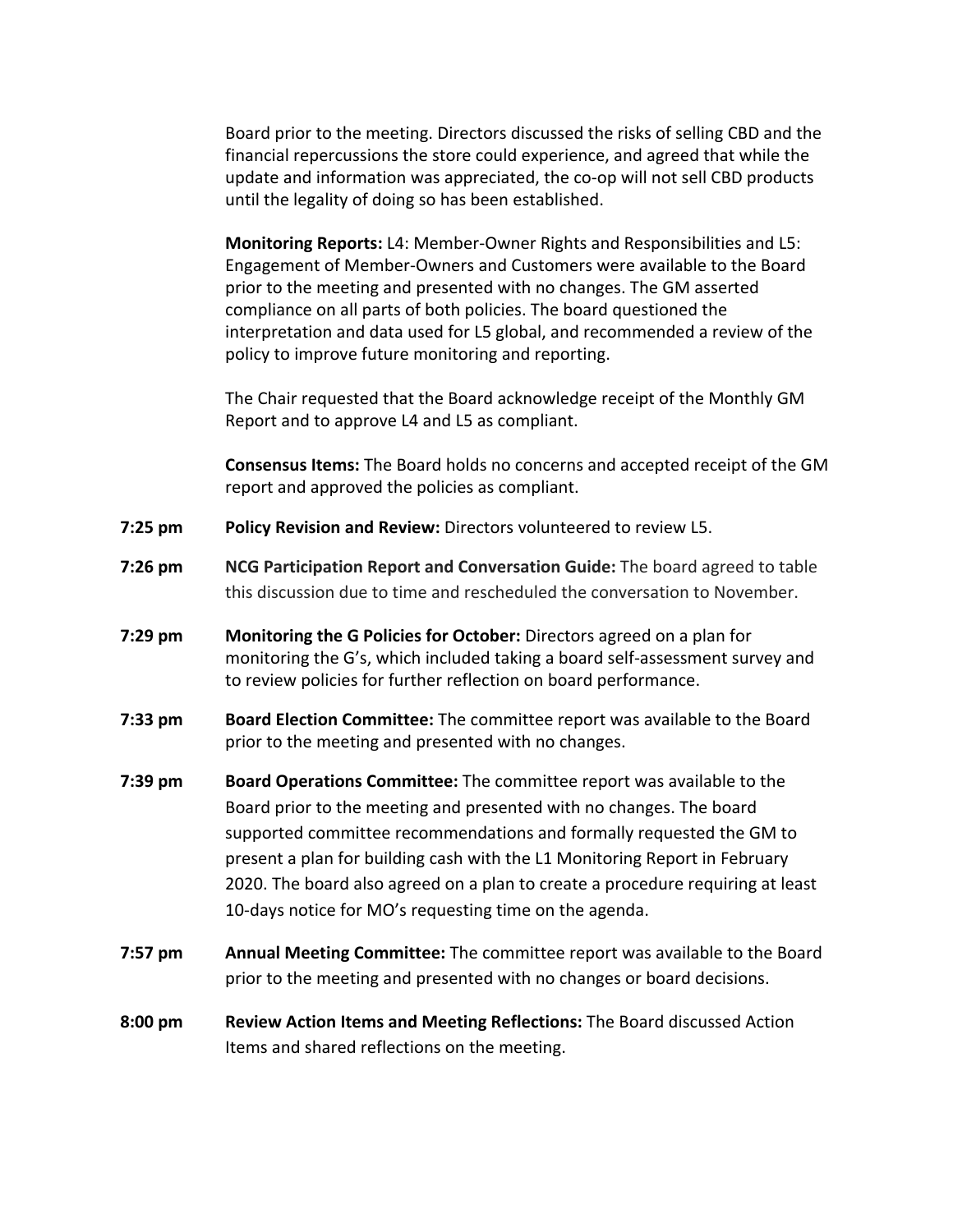Board prior to the meeting. Directors discussed the risks of selling CBD and the financial repercussions the store could experience, and agreed that while the update and information was appreciated, the co-op will not sell CBD products until the legality of doing so has been established.

**Monitoring Reports:** L4: Member-Owner Rights and Responsibilities and L5: Engagement of Member-Owners and Customers were available to the Board prior to the meeting and presented with no changes. The GM asserted compliance on all parts of both policies. The board questioned the interpretation and data used for L5 global, and recommended a review of the policy to improve future monitoring and reporting.

The Chair requested that the Board acknowledge receipt of the Monthly GM Report and to approve L4 and L5 as compliant.

**Consensus Items:** The Board holds no concerns and accepted receipt of the GM report and approved the policies as compliant.

**7:25 pm** **Policy Revision and Review:** Directors volunteered to review L5.

**7:26 pm** **NCG Participation Report and Conversation Guide:** The board agreed to table this discussion due to time and rescheduled the conversation to November.

**7:29 pm** **Monitoring the G Policies for October:** Directors agreed on a plan for monitoring the G's, which included taking a board self-assessment survey and to review policies for further reflection on board performance.

**7:33 pm** **Board Election Committee:** The committee report was available to the Board prior to the meeting and presented with no changes.

**7:39 pm** **Board Operations Committee:** The committee report was available to the Board prior to the meeting and presented with no changes. The board supported committee recommendations and formally requested the GM to present a plan for building cash with the L1 Monitoring Report in February 2020. The board also agreed on a plan to create a procedure requiring at least 10-days notice for MO's requesting time on the agenda.

**7:57 pm** **Annual Meeting Committee:** The committee report was available to the Board prior to the meeting and presented with no changes or board decisions.

**8:00 pm** **Review Action Items and Meeting Reflections:** The Board discussed Action Items and shared reflections on the meeting.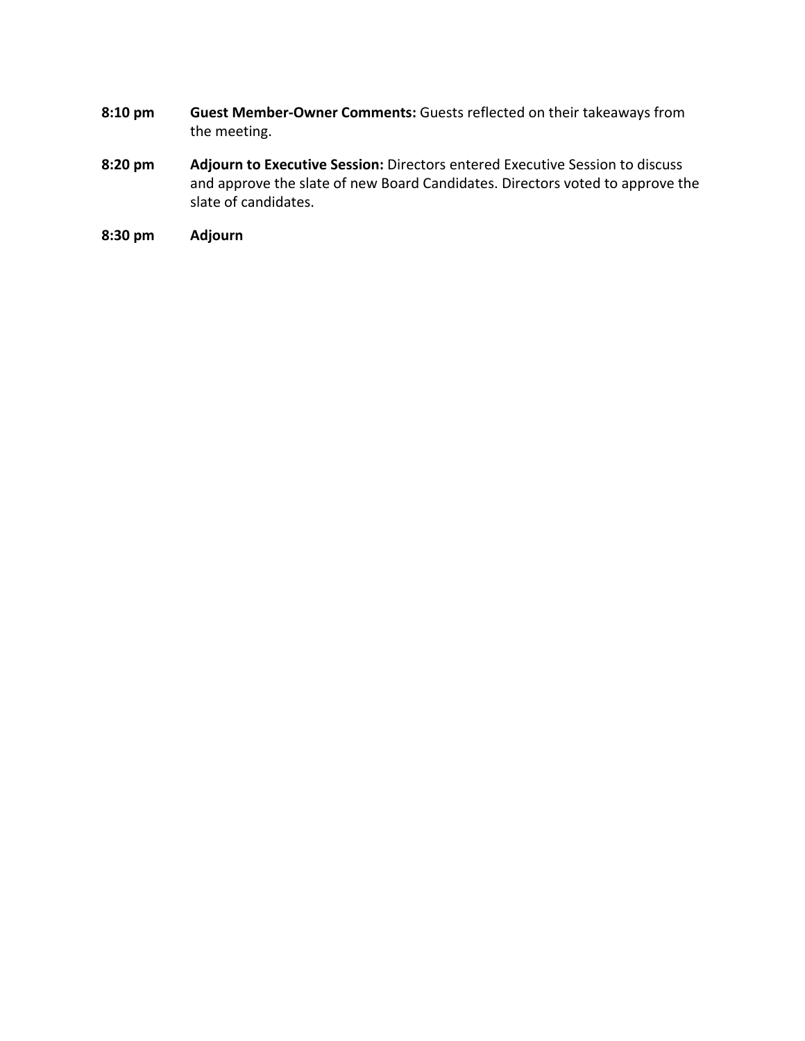**8:10 pm** **Guest Member-Owner Comments:** Guests reflected on their takeaways from the meeting.

**8:20 pm** **Adjourn to Executive Session:** Directors entered Executive Session to discuss and approve the slate of new Board Candidates. Directors voted to approve the slate of candidates.

**8:30 pm** **Adjourn**